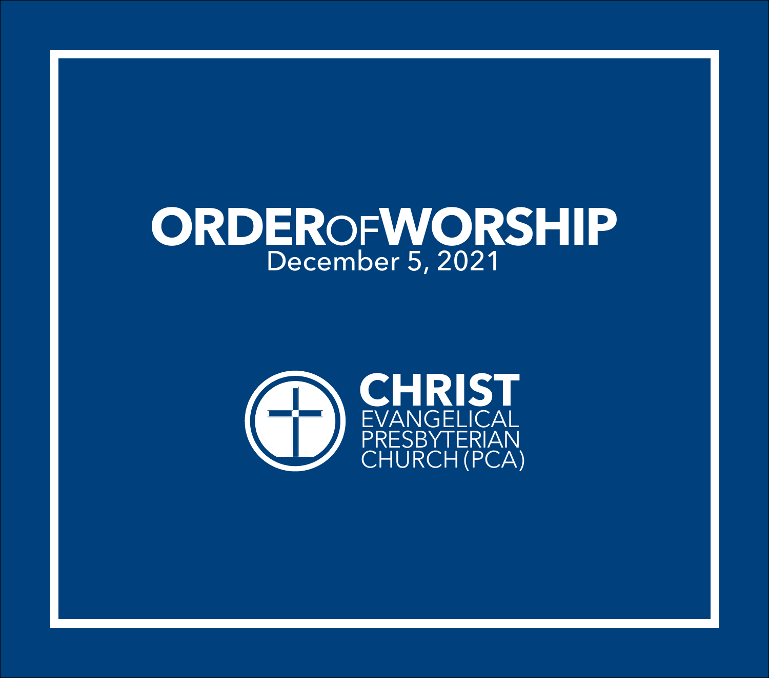# ORDER OF WORSHIP

December 5, 2021

**CHRIST**
EVANGELICAL
PRESBYTERIAN
CHURCH (PCA)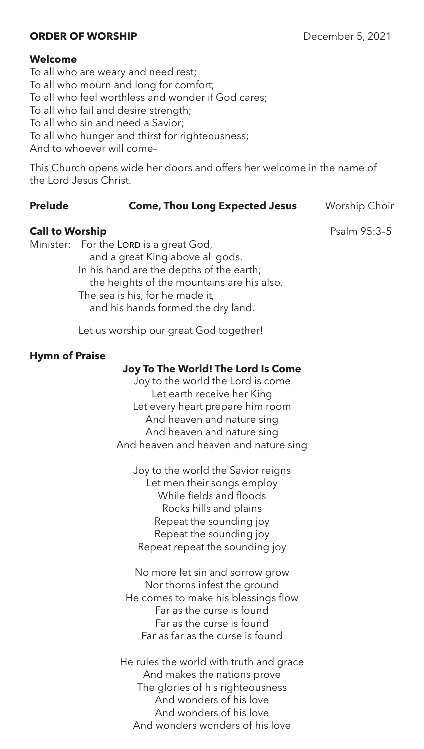**ORDER OF WORSHIP** December 5, 2021

**Welcome**

To all who are weary and need rest;
To all who mourn and long for comfort;
To all who feel worthless and wonder if God cares;
To all who fail and desire strength;
To all who sin and need a Savior;
To all who hunger and thirst for righteousness;
And to whoever will come–

This Church opens wide her doors and offers her welcome in the name of the Lord Jesus Christ.

**Prelude** **Come, Thou Long Expected Jesus** Worship Choir

**Call to Worship** Psalm 95:3–5

Minister: For the LORD is a great God,
and a great King above all gods.
In his hand are the depths of the earth;
the heights of the mountains are his also.
The sea is his, for he made it,
and his hands formed the dry land.

Let us worship our great God together!

**Hymn of Praise**

**Joy To The World! The Lord Is Come**

Joy to the world the Lord is come
Let earth receive her King
Let every heart prepare him room
And heaven and nature sing
And heaven and nature sing
And heaven and heaven and nature sing

Joy to the world the Savior reigns
Let men their songs employ
While fields and floods
Rocks hills and plains
Repeat the sounding joy
Repeat the sounding joy
Repeat repeat the sounding joy

No more let sin and sorrow grow
Nor thorns infest the ground
He comes to make his blessings flow
Far as the curse is found
Far as the curse is found
Far as far as the curse is found

He rules the world with truth and grace
And makes the nations prove
The glories of his righteousness
And wonders of his love
And wonders of his love
And wonders wonders of his love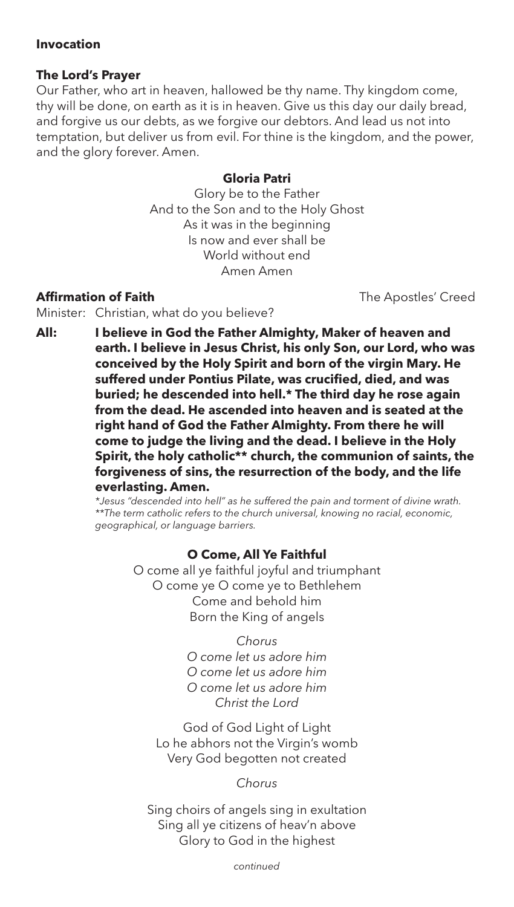**Invocation**

**The Lord's Prayer**

Our Father, who art in heaven, hallowed be thy name. Thy kingdom come, thy will be done, on earth as it is in heaven. Give us this day our daily bread, and forgive us our debts, as we forgive our debtors. And lead us not into temptation, but deliver us from evil. For thine is the kingdom, and the power, and the glory forever. Amen.

**Gloria Patri**

Glory be to the Father
And to the Son and to the Holy Ghost
As it was in the beginning
Is now and ever shall be
World without end
Amen Amen

**Affirmation of Faith** The Apostles' Creed

Minister: Christian, what do you believe?

**All: I believe in God the Father Almighty, Maker of heaven and earth. I believe in Jesus Christ, his only Son, our Lord, who was conceived by the Holy Spirit and born of the virgin Mary. He suffered under Pontius Pilate, was crucified, died, and was buried; he descended into hell.* The third day he rose again from the dead. He ascended into heaven and is seated at the right hand of God the Father Almighty. From there he will come to judge the living and the dead. I believe in the Holy Spirit, the holy catholic** church, the communion of saints, the forgiveness of sins, the resurrection of the body, and the life everlasting. Amen.**

*\*Jesus "descended into hell" as he suffered the pain and torment of divine wrath.*
*\*\*The term catholic refers to the church universal, knowing no racial, economic, geographical, or language barriers.*

**O Come, All Ye Faithful**

O come all ye faithful joyful and triumphant
O come ye O come ye to Bethlehem
Come and behold him
Born the King of angels

*Chorus*
*O come let us adore him*
*O come let us adore him*
*O come let us adore him*
*Christ the Lord*

God of God Light of Light
Lo he abhors not the Virgin's womb
Very God begotten not created

*Chorus*

Sing choirs of angels sing in exultation
Sing all ye citizens of heav'n above
Glory to God in the highest

*continued*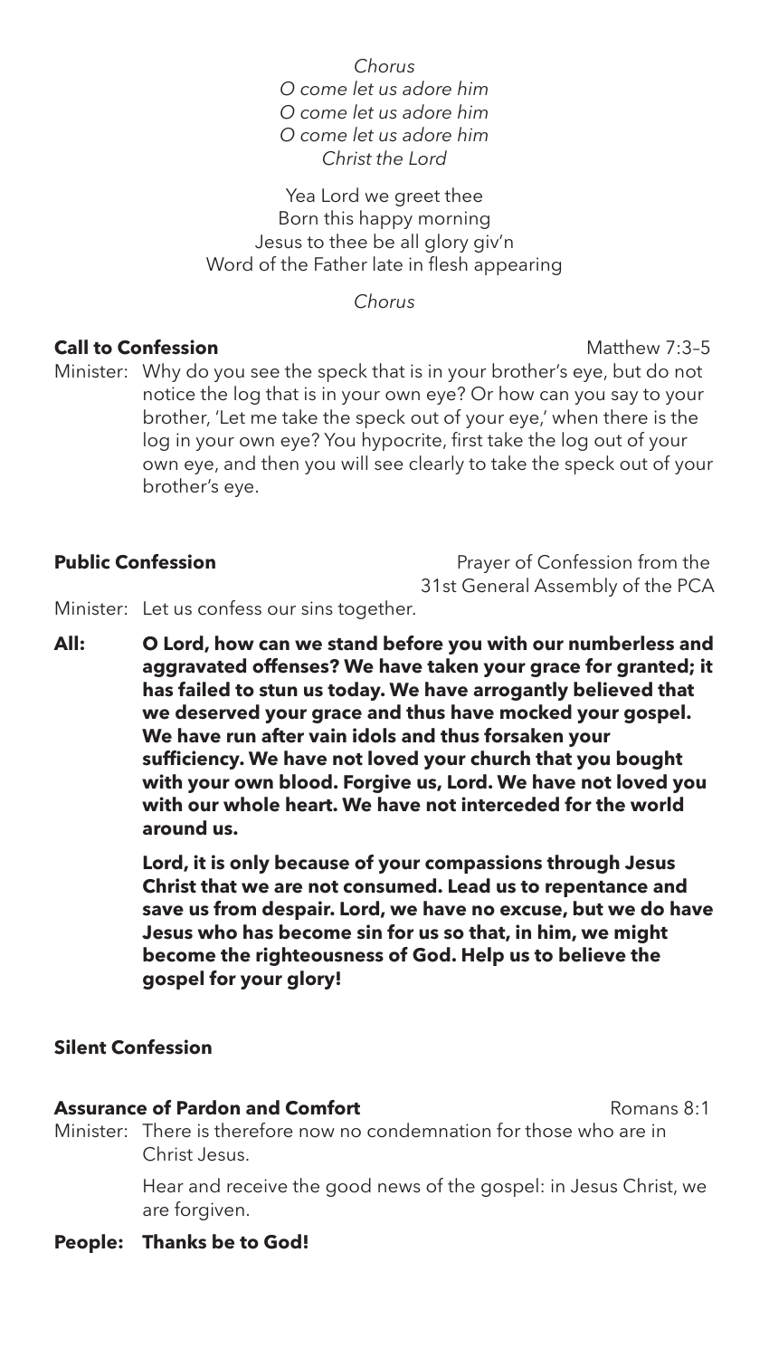*Chorus*
*O come let us adore him*
*O come let us adore him*
*O come let us adore him*
*Christ the Lord*

Yea Lord we greet thee
Born this happy morning
Jesus to thee be all glory giv'n
Word of the Father late in flesh appearing

*Chorus*

**Call to Confession** Matthew 7:3–5

Minister: Why do you see the speck that is in your brother's eye, but do not notice the log that is in your own eye? Or how can you say to your brother, 'Let me take the speck out of your eye,' when there is the log in your own eye? You hypocrite, first take the log out of your own eye, and then you will see clearly to take the speck out of your brother's eye.

**Public Confession** Prayer of Confession from the 31st General Assembly of the PCA

Minister: Let us confess our sins together.

**All: O Lord, how can we stand before you with our numberless and aggravated offenses? We have taken your grace for granted; it has failed to stun us today. We have arrogantly believed that we deserved your grace and thus have mocked your gospel. We have run after vain idols and thus forsaken your sufficiency. We have not loved your church that you bought with your own blood. Forgive us, Lord. We have not loved you with our whole heart. We have not interceded for the world around us.**

**Lord, it is only because of your compassions through Jesus Christ that we are not consumed. Lead us to repentance and save us from despair. Lord, we have no excuse, but we do have Jesus who has become sin for us so that, in him, we might become the righteousness of God. Help us to believe the gospel for your glory!**

**Silent Confession**

**Assurance of Pardon and Comfort** Romans 8:1

Minister: There is therefore now no condemnation for those who are in Christ Jesus.

Hear and receive the good news of the gospel: in Jesus Christ, we are forgiven.

**People: Thanks be to God!**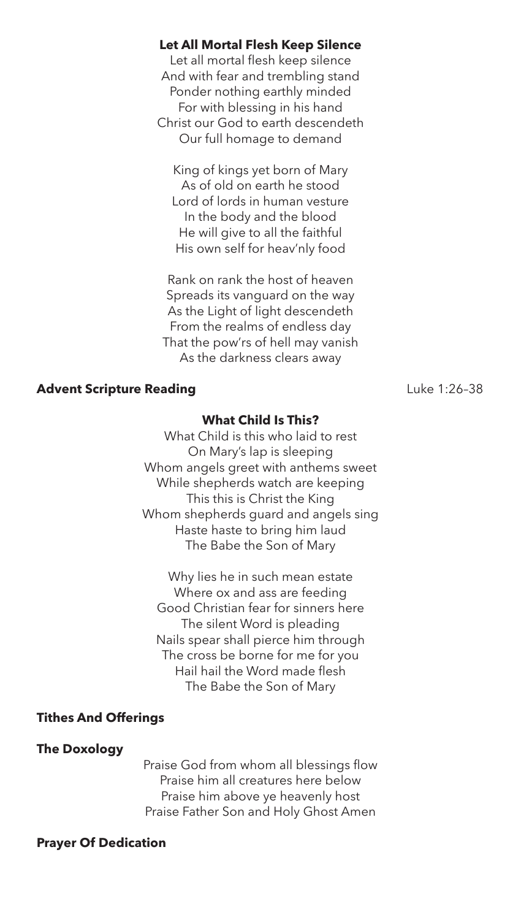**Let All Mortal Flesh Keep Silence**

Let all mortal flesh keep silence
And with fear and trembling stand
Ponder nothing earthly minded
For with blessing in his hand
Christ our God to earth descendeth
Our full homage to demand

King of kings yet born of Mary
As of old on earth he stood
Lord of lords in human vesture
In the body and the blood
He will give to all the faithful
His own self for heav'nly food

Rank on rank the host of heaven
Spreads its vanguard on the way
As the Light of light descendeth
From the realms of endless day
That the pow'rs of hell may vanish
As the darkness clears away

**Advent Scripture Reading** Luke 1:26–38

**What Child Is This?**

What Child is this who laid to rest
On Mary's lap is sleeping
Whom angels greet with anthems sweet
While shepherds watch are keeping
This this is Christ the King
Whom shepherds guard and angels sing
Haste haste to bring him laud
The Babe the Son of Mary

Why lies he in such mean estate
Where ox and ass are feeding
Good Christian fear for sinners here
The silent Word is pleading
Nails spear shall pierce him through
The cross be borne for me for you
Hail hail the Word made flesh
The Babe the Son of Mary

**Tithes And Offerings**

**The Doxology**

Praise God from whom all blessings flow
Praise him all creatures here below
Praise him above ye heavenly host
Praise Father Son and Holy Ghost Amen

**Prayer Of Dedication**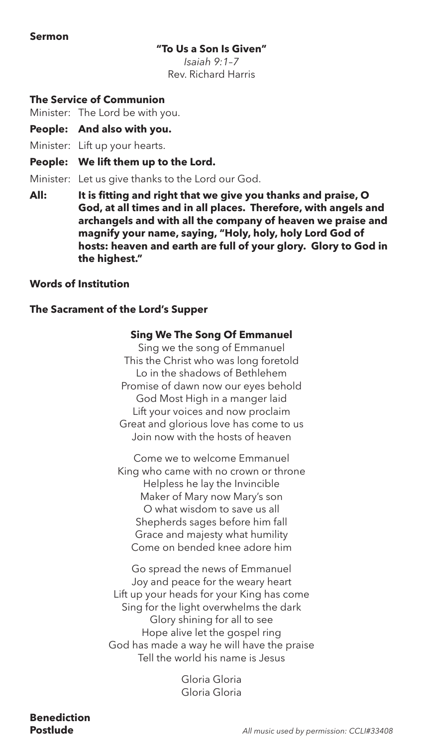**Sermon**

**"To Us a Son Is Given"**
*Isaiah 9:1–7*
Rev. Richard Harris

**The Service of Communion**

Minister: The Lord be with you.

**People: And also with you.**

Minister: Lift up your hearts.

**People: We lift them up to the Lord.**

Minister: Let us give thanks to the Lord our God.

**All: It is fitting and right that we give you thanks and praise, O God, at all times and in all places. Therefore, with angels and archangels and with all the company of heaven we praise and magnify your name, saying, "Holy, holy, holy Lord God of hosts: heaven and earth are full of your glory. Glory to God in the highest."**

**Words of Institution**

**The Sacrament of the Lord's Supper**

**Sing We The Song Of Emmanuel**

Sing we the song of Emmanuel
This the Christ who was long foretold
Lo in the shadows of Bethlehem
Promise of dawn now our eyes behold
God Most High in a manger laid
Lift your voices and now proclaim
Great and glorious love has come to us
Join now with the hosts of heaven

Come we to welcome Emmanuel
King who came with no crown or throne
Helpless he lay the Invincible
Maker of Mary now Mary's son
O what wisdom to save us all
Shepherds sages before him fall
Grace and majesty what humility
Come on bended knee adore him

Go spread the news of Emmanuel
Joy and peace for the weary heart
Lift up your heads for your King has come
Sing for the light overwhelms the dark
Glory shining for all to see
Hope alive let the gospel ring
God has made a way he will have the praise
Tell the world his name is Jesus

Gloria Gloria
Gloria Gloria

**Benediction**

**Postlude**

*All music used by permission: CCLI#33408*